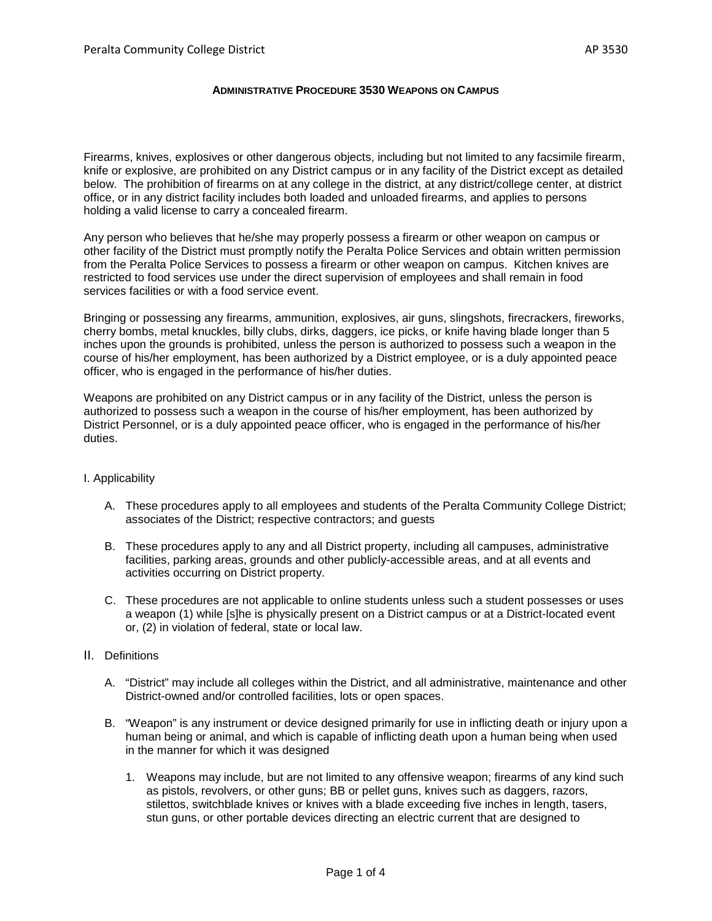# Administrative Procedure 3530 Weapons on Campus

Firearms, knives, explosives or other dangerous objects, including but not limited to any facsimile firearm, knife or explosive, are prohibited on any District campus or in any facility of the District except as detailed below. The prohibition of firearms on at any college in the district, at any district/college center, at district office, or in any district facility includes both loaded and unloaded firearms, and applies to persons holding a valid license to carry a concealed firearm.

Any person who believes that he/she may properly possess a firearm or other weapon on campus or other facility of the District must promptly notify the Peralta Police Services and obtain written permission from the Peralta Police Services to possess a firearm or other weapon on campus. Kitchen knives are restricted to food services use under the direct supervision of employees and shall remain in food services facilities or with a food service event.

Bringing or possessing any firearms, ammunition, explosives, air guns, slingshots, firecrackers, fireworks, cherry bombs, metal knuckles, billy clubs, dirks, daggers, ice picks, or knife having blade longer than 5 inches upon the grounds is prohibited, unless the person is authorized to possess such a weapon in the course of his/her employment, has been authorized by a District employee, or is a duly appointed peace officer, who is engaged in the performance of his/her duties.

Weapons are prohibited on any District campus or in any facility of the District, unless the person is authorized to possess such a weapon in the course of his/her employment, has been authorized by District Personnel, or is a duly appointed peace officer, who is engaged in the performance of his/her duties.

## I. Applicability

A. These procedures apply to all employees and students of the Peralta Community College District; associates of the District; respective contractors; and guests

B. These procedures apply to any and all District property, including all campuses, administrative facilities, parking areas, grounds and other publicly-accessible areas, and at all events and activities occurring on District property.

C. These procedures are not applicable to online students unless such a student possesses or uses a weapon (1) while [s]he is physically present on a District campus or at a District-located event or, (2) in violation of federal, state or local law.

## II. Definitions

A. "District" may include all colleges within the District, and all administrative, maintenance and other District-owned and/or controlled facilities, lots or open spaces.

B. "Weapon" is any instrument or device designed primarily for use in inflicting death or injury upon a human being or animal, and which is capable of inflicting death upon a human being when used in the manner for which it was designed

1. Weapons may include, but are not limited to any offensive weapon; firearms of any kind such as pistols, revolvers, or other guns; BB or pellet guns, knives such as daggers, razors, stilettos, switchblade knives or knives with a blade exceeding five inches in length, tasers, stun guns, or other portable devices directing an electric current that are designed to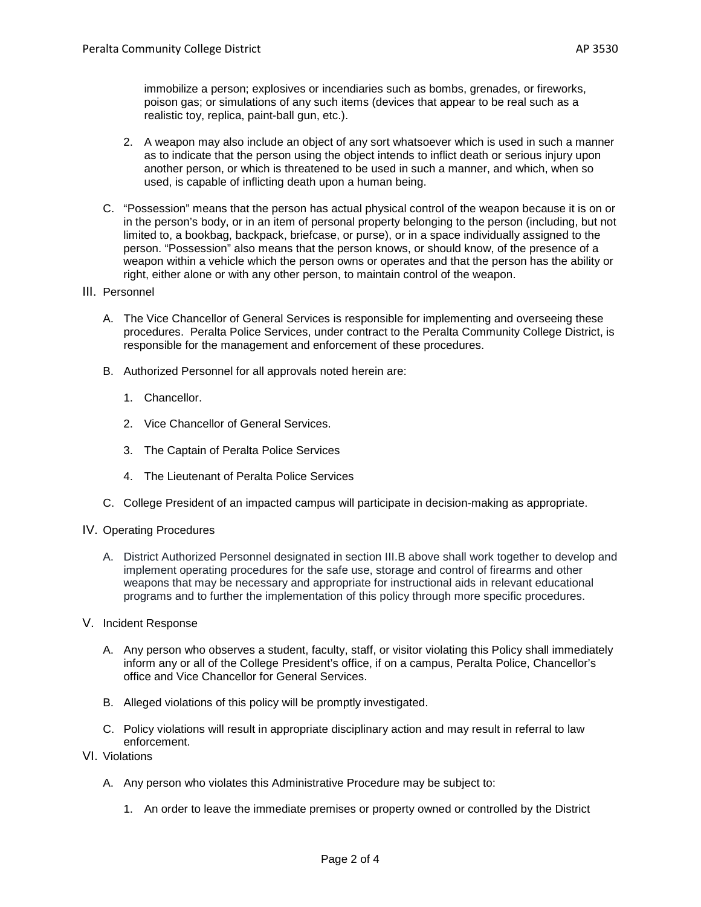immobilize a person; explosives or incendiaries such as bombs, grenades, or fireworks, poison gas; or simulations of any such items (devices that appear to be real such as a realistic toy, replica, paint-ball gun, etc.).

2. A weapon may also include an object of any sort whatsoever which is used in such a manner as to indicate that the person using the object intends to inflict death or serious injury upon another person, or which is threatened to be used in such a manner, and which, when so used, is capable of inflicting death upon a human being.

C. "Possession" means that the person has actual physical control of the weapon because it is on or in the person's body, or in an item of personal property belonging to the person (including, but not limited to, a bookbag, backpack, briefcase, or purse), or in a space individually assigned to the person. "Possession" also means that the person knows, or should know, of the presence of a weapon within a vehicle which the person owns or operates and that the person has the ability or right, either alone or with any other person, to maintain control of the weapon.

III. Personnel

A. The Vice Chancellor of General Services is responsible for implementing and overseeing these procedures. Peralta Police Services, under contract to the Peralta Community College District, is responsible for the management and enforcement of these procedures.

B. Authorized Personnel for all approvals noted herein are:

1. Chancellor.
2. Vice Chancellor of General Services.
3. The Captain of Peralta Police Services
4. The Lieutenant of Peralta Police Services

C. College President of an impacted campus will participate in decision-making as appropriate.

IV. Operating Procedures

A. District Authorized Personnel designated in section III.B above shall work together to develop and implement operating procedures for the safe use, storage and control of firearms and other weapons that may be necessary and appropriate for instructional aids in relevant educational programs and to further the implementation of this policy through more specific procedures.

V. Incident Response

A. Any person who observes a student, faculty, staff, or visitor violating this Policy shall immediately inform any or all of the College President's office, if on a campus, Peralta Police, Chancellor's office and Vice Chancellor for General Services.

B. Alleged violations of this policy will be promptly investigated.

C. Policy violations will result in appropriate disciplinary action and may result in referral to law enforcement.

VI. Violations

A. Any person who violates this Administrative Procedure may be subject to:

1. An order to leave the immediate premises or property owned or controlled by the District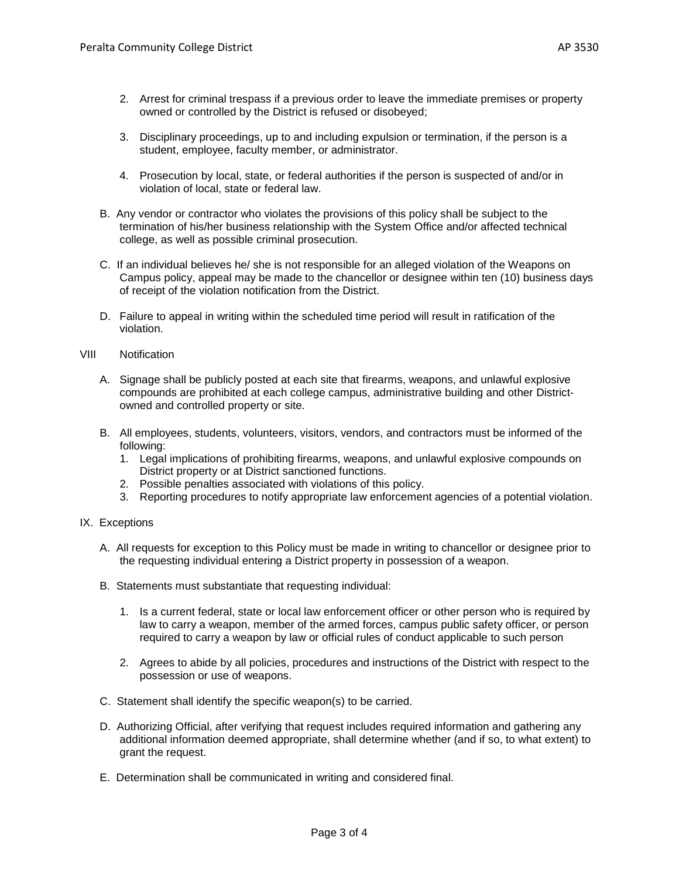2. Arrest for criminal trespass if a previous order to leave the immediate premises or property owned or controlled by the District is refused or disobeyed;

3. Disciplinary proceedings, up to and including expulsion or termination, if the person is a student, employee, faculty member, or administrator.

4. Prosecution by local, state, or federal authorities if the person is suspected of and/or in violation of local, state or federal law.

B. Any vendor or contractor who violates the provisions of this policy shall be subject to the termination of his/her business relationship with the System Office and/or affected technical college, as well as possible criminal prosecution.

C. If an individual believes he/ she is not responsible for an alleged violation of the Weapons on Campus policy, appeal may be made to the chancellor or designee within ten (10) business days of receipt of the violation notification from the District.

D. Failure to appeal in writing within the scheduled time period will result in ratification of the violation.

VIII Notification

A. Signage shall be publicly posted at each site that firearms, weapons, and unlawful explosive compounds are prohibited at each college campus, administrative building and other District-owned and controlled property or site.

B. All employees, students, volunteers, visitors, vendors, and contractors must be informed of the following:
1. Legal implications of prohibiting firearms, weapons, and unlawful explosive compounds on District property or at District sanctioned functions.
2. Possible penalties associated with violations of this policy.
3. Reporting procedures to notify appropriate law enforcement agencies of a potential violation.

IX. Exceptions

A. All requests for exception to this Policy must be made in writing to chancellor or designee prior to the requesting individual entering a District property in possession of a weapon.

B. Statements must substantiate that requesting individual:

1. Is a current federal, state or local law enforcement officer or other person who is required by law to carry a weapon, member of the armed forces, campus public safety officer, or person required to carry a weapon by law or official rules of conduct applicable to such person

2. Agrees to abide by all policies, procedures and instructions of the District with respect to the possession or use of weapons.

C. Statement shall identify the specific weapon(s) to be carried.

D. Authorizing Official, after verifying that request includes required information and gathering any additional information deemed appropriate, shall determine whether (and if so, to what extent) to grant the request.

E. Determination shall be communicated in writing and considered final.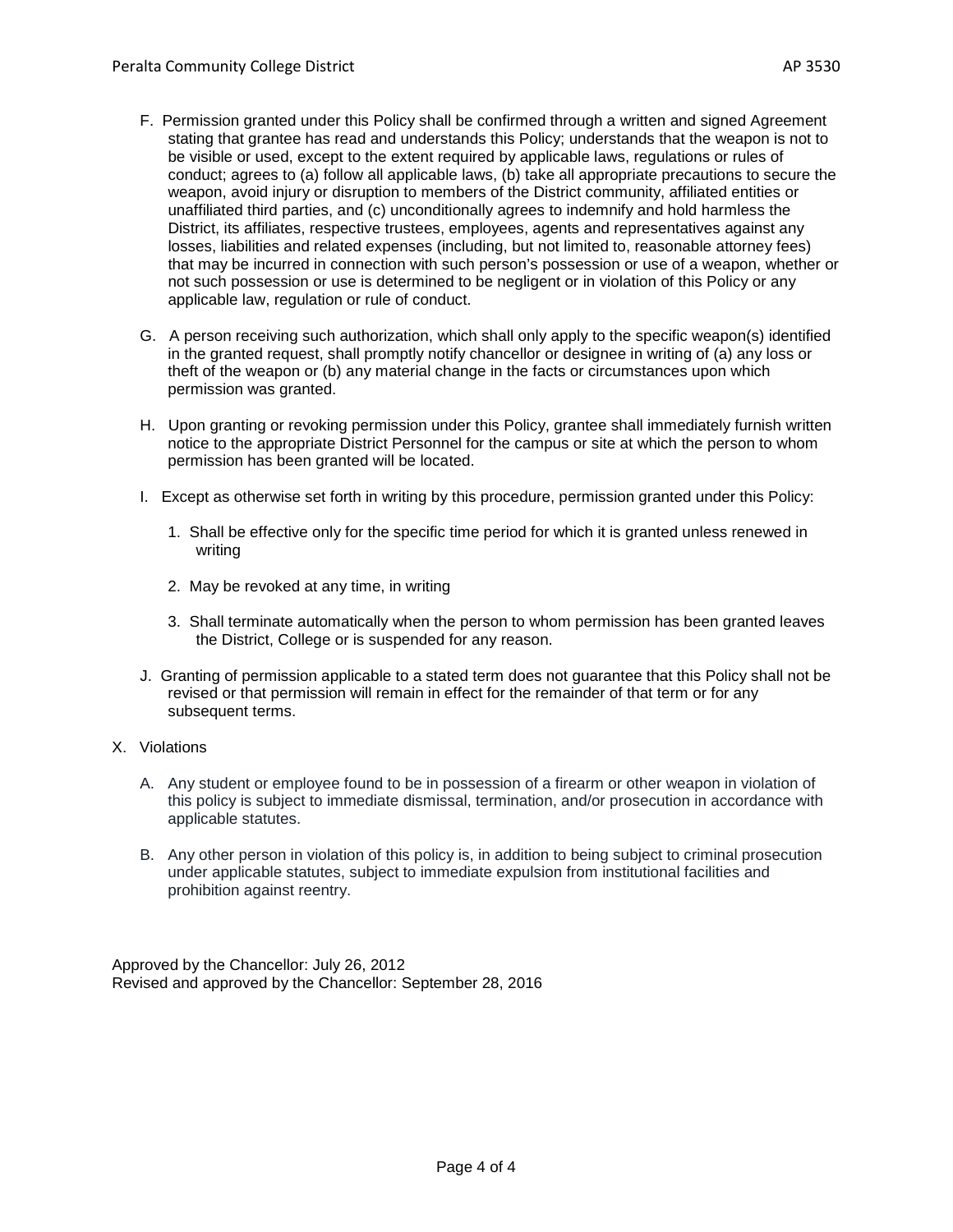F. Permission granted under this Policy shall be confirmed through a written and signed Agreement stating that grantee has read and understands this Policy; understands that the weapon is not to be visible or used, except to the extent required by applicable laws, regulations or rules of conduct; agrees to (a) follow all applicable laws, (b) take all appropriate precautions to secure the weapon, avoid injury or disruption to members of the District community, affiliated entities or unaffiliated third parties, and (c) unconditionally agrees to indemnify and hold harmless the District, its affiliates, respective trustees, employees, agents and representatives against any losses, liabilities and related expenses (including, but not limited to, reasonable attorney fees) that may be incurred in connection with such person's possession or use of a weapon, whether or not such possession or use is determined to be negligent or in violation of this Policy or any applicable law, regulation or rule of conduct.

G. A person receiving such authorization, which shall only apply to the specific weapon(s) identified in the granted request, shall promptly notify chancellor or designee in writing of (a) any loss or theft of the weapon or (b) any material change in the facts or circumstances upon which permission was granted.

H. Upon granting or revoking permission under this Policy, grantee shall immediately furnish written notice to the appropriate District Personnel for the campus or site at which the person to whom permission has been granted will be located.

I. Except as otherwise set forth in writing by this procedure, permission granted under this Policy:

1. Shall be effective only for the specific time period for which it is granted unless renewed in writing

2. May be revoked at any time, in writing

3. Shall terminate automatically when the person to whom permission has been granted leaves the District, College or is suspended for any reason.

J. Granting of permission applicable to a stated term does not guarantee that this Policy shall not be revised or that permission will remain in effect for the remainder of that term or for any subsequent terms.

X. Violations

A. Any student or employee found to be in possession of a firearm or other weapon in violation of this policy is subject to immediate dismissal, termination, and/or prosecution in accordance with applicable statutes.

B. Any other person in violation of this policy is, in addition to being subject to criminal prosecution under applicable statutes, subject to immediate expulsion from institutional facilities and prohibition against reentry.

Approved by the Chancellor: July 26, 2012
Revised and approved by the Chancellor: September 28, 2016